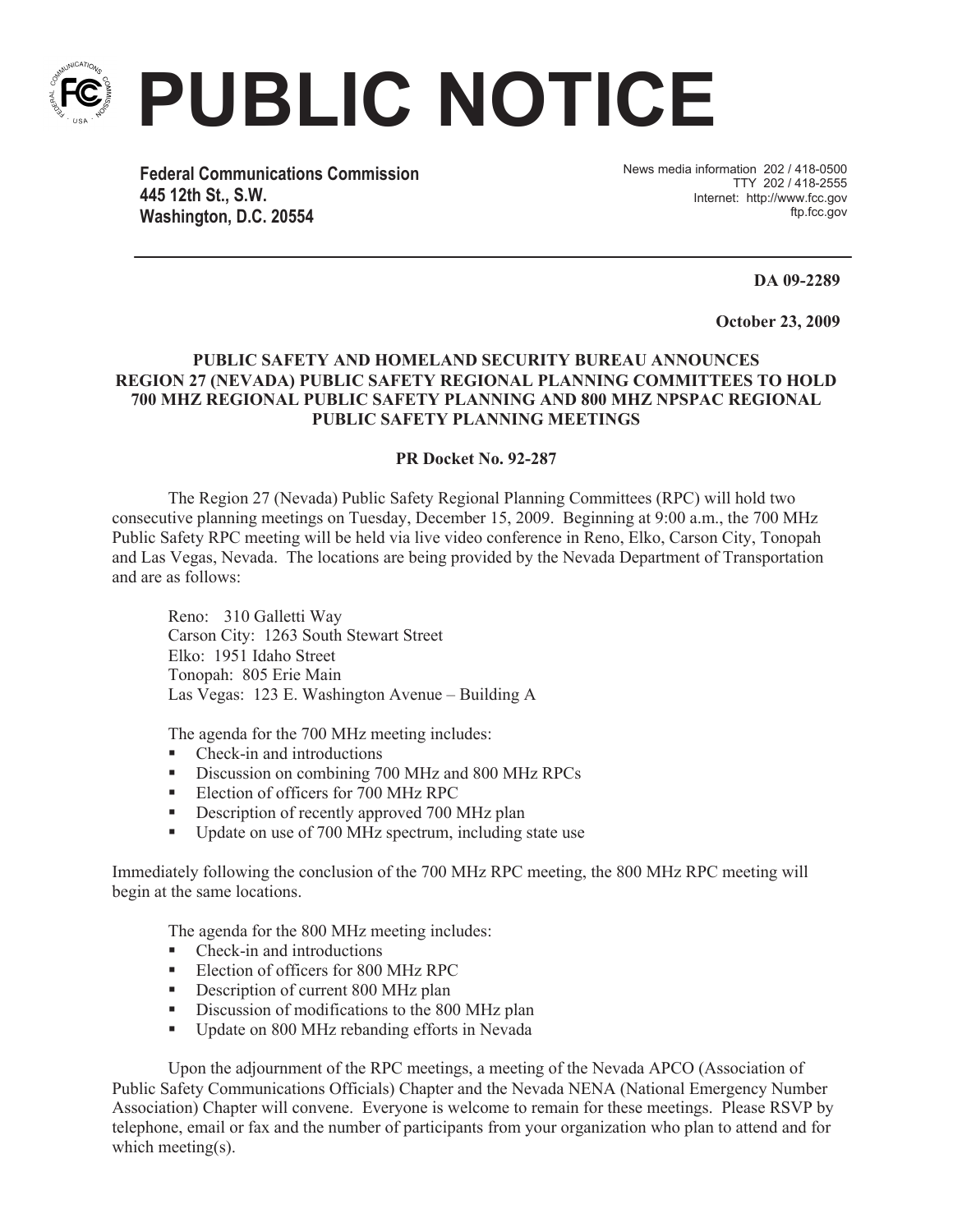# PUBLIC NOTICE

**Federal Communications Commission**
**445 12th St., S.W.**
**Washington, D.C. 20554**

News media information 202 / 418-0500
TTY 202 / 418-2555
Internet: http://www.fcc.gov
ftp.fcc.gov

**DA 09-2289**

**October 23, 2009**

**PUBLIC SAFETY AND HOMELAND SECURITY BUREAU ANNOUNCES REGION 27 (NEVADA) PUBLIC SAFETY REGIONAL PLANNING COMMITTEES TO HOLD 700 MHZ REGIONAL PUBLIC SAFETY PLANNING AND 800 MHZ NPSPAC REGIONAL PUBLIC SAFETY PLANNING MEETINGS**

**PR Docket No. 92-287**

The Region 27 (Nevada) Public Safety Regional Planning Committees (RPC) will hold two consecutive planning meetings on Tuesday, December 15, 2009. Beginning at 9:00 a.m., the 700 MHz Public Safety RPC meeting will be held via live video conference in Reno, Elko, Carson City, Tonopah and Las Vegas, Nevada. The locations are being provided by the Nevada Department of Transportation and are as follows:

Reno: 310 Galletti Way
Carson City: 1263 South Stewart Street
Elko: 1951 Idaho Street
Tonopah: 805 Erie Main
Las Vegas: 123 E. Washington Avenue – Building A

The agenda for the 700 MHz meeting includes:

- Check-in and introductions
- Discussion on combining 700 MHz and 800 MHz RPCs
- Election of officers for 700 MHz RPC
- Description of recently approved 700 MHz plan
- Update on use of 700 MHz spectrum, including state use

Immediately following the conclusion of the 700 MHz RPC meeting, the 800 MHz RPC meeting will begin at the same locations.

The agenda for the 800 MHz meeting includes:

- Check-in and introductions
- Election of officers for 800 MHz RPC
- Description of current 800 MHz plan
- Discussion of modifications to the 800 MHz plan
- Update on 800 MHz rebanding efforts in Nevada

Upon the adjournment of the RPC meetings, a meeting of the Nevada APCO (Association of Public Safety Communications Officials) Chapter and the Nevada NENA (National Emergency Number Association) Chapter will convene. Everyone is welcome to remain for these meetings. Please RSVP by telephone, email or fax and the number of participants from your organization who plan to attend and for which meeting(s).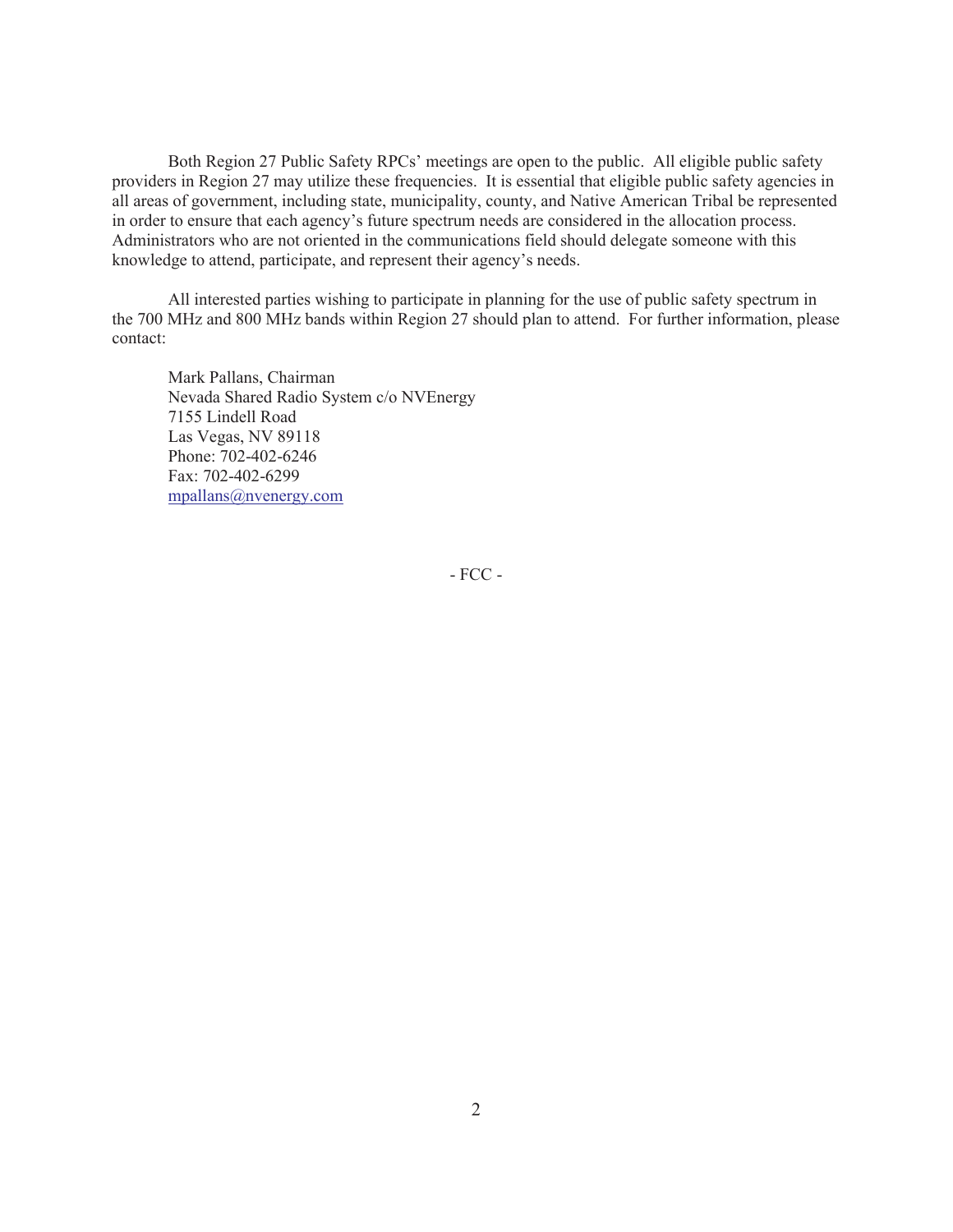Both Region 27 Public Safety RPCs' meetings are open to the public. All eligible public safety providers in Region 27 may utilize these frequencies. It is essential that eligible public safety agencies in all areas of government, including state, municipality, county, and Native American Tribal be represented in order to ensure that each agency's future spectrum needs are considered in the allocation process. Administrators who are not oriented in the communications field should delegate someone with this knowledge to attend, participate, and represent their agency's needs.

All interested parties wishing to participate in planning for the use of public safety spectrum in the 700 MHz and 800 MHz bands within Region 27 should plan to attend. For further information, please contact:

Mark Pallans, Chairman
Nevada Shared Radio System c/o NVEnergy
7155 Lindell Road
Las Vegas, NV 89118
Phone: 702-402-6246
Fax: 702-402-6299
mpallans@nvenergy.com

\- FCC -